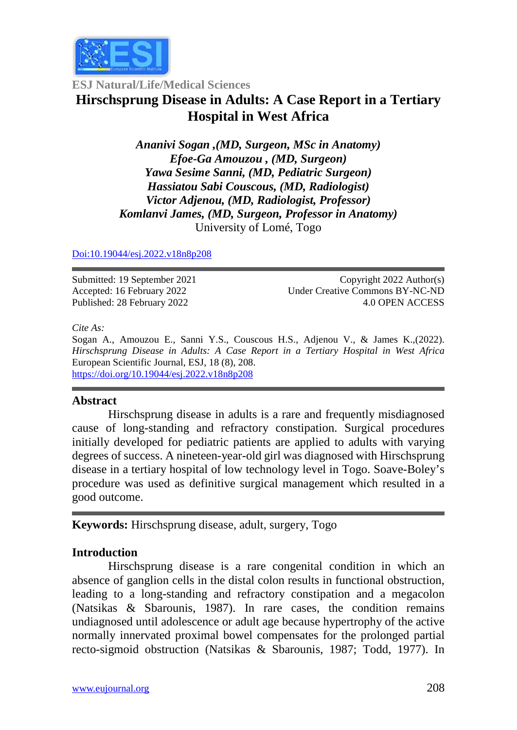ESJ Natural/Life/Medical Sciences

# Hirschsprung Disease in Adults: A Case Report in a Tertiary Hospital in West Africa

*Ananivi Sogan ,(MD, Surgeon, MSc in Anatomy)*
*Efoe-Ga Amouzou , (MD, Surgeon)*
*Yawa Sesime Sanni, (MD, Pediatric Surgeon)*
*Hassiatou Sabi Couscous, (MD, Radiologist)*
*Victor Adjenou, (MD, Radiologist, Professor)*
*Komlanvi James, (MD, Surgeon, Professor in Anatomy)*
University of Lomé, Togo

Doi:10.19044/esj.2022.v18n8p208

Submitted: 19 September 2021
Accepted: 16 February 2022
Published: 28 February 2022

Copyright 2022 Author(s)
Under Creative Commons BY-NC-ND
4.0 OPEN ACCESS

*Cite As:*
Sogan A., Amouzou E., Sanni Y.S., Couscous H.S., Adjenou V., & James K.,(2022). *Hirschsprung Disease in Adults: A Case Report in a Tertiary Hospital in West Africa* European Scientific Journal, ESJ, 18 (8), 208. https://doi.org/10.19044/esj.2022.v18n8p208

## Abstract

Hirschsprung disease in adults is a rare and frequently misdiagnosed cause of long-standing and refractory constipation. Surgical procedures initially developed for pediatric patients are applied to adults with varying degrees of success. A nineteen-year-old girl was diagnosed with Hirschsprung disease in a tertiary hospital of low technology level in Togo. Soave-Boley's procedure was used as definitive surgical management which resulted in a good outcome.

**Keywords:** Hirschsprung disease, adult, surgery, Togo

## Introduction

Hirschsprung disease is a rare congenital condition in which an absence of ganglion cells in the distal colon results in functional obstruction, leading to a long-standing and refractory constipation and a megacolon (Natsikas & Sbarounis, 1987). In rare cases, the condition remains undiagnosed until adolescence or adult age because hypertrophy of the active normally innervated proximal bowel compensates for the prolonged partial recto-sigmoid obstruction (Natsikas & Sbarounis, 1987; Todd, 1977). In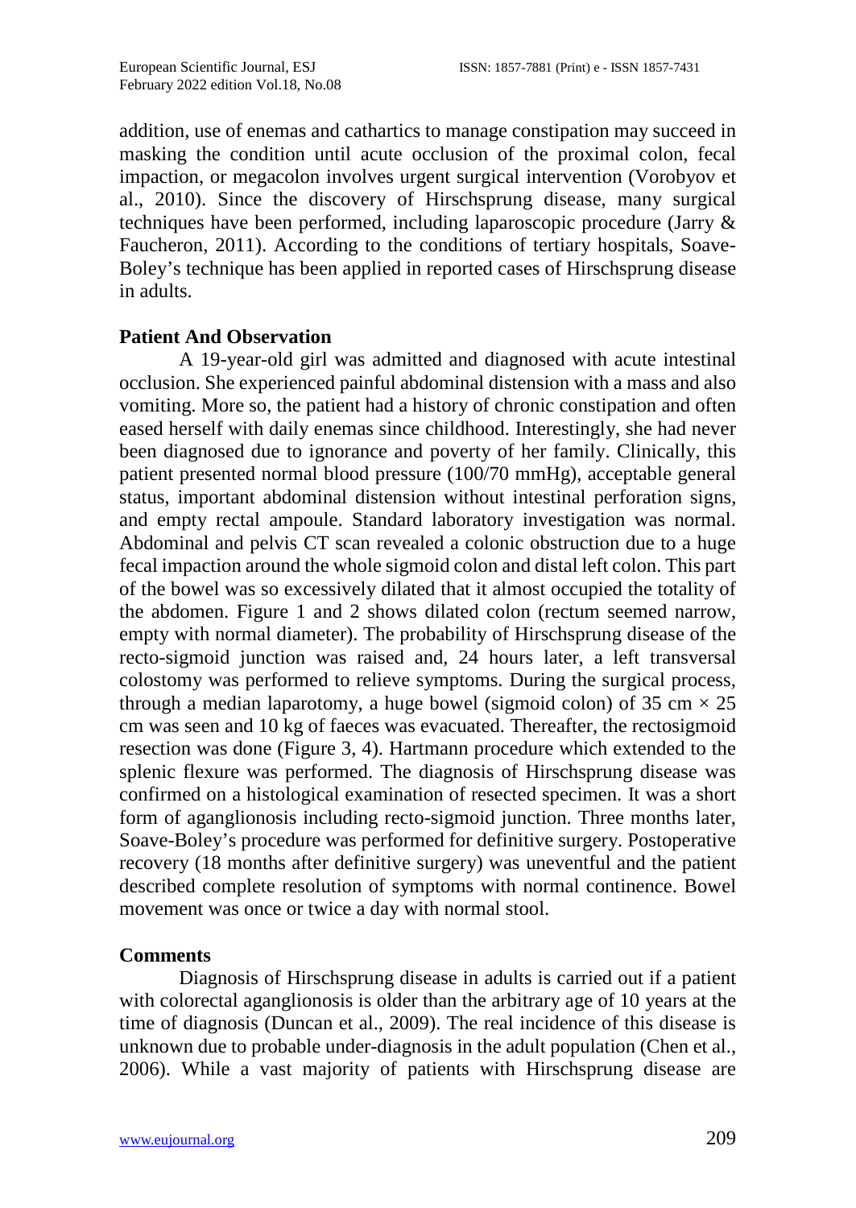addition, use of enemas and cathartics to manage constipation may succeed in masking the condition until acute occlusion of the proximal colon, fecal impaction, or megacolon involves urgent surgical intervention (Vorobyov et al., 2010). Since the discovery of Hirschsprung disease, many surgical techniques have been performed, including laparoscopic procedure (Jarry & Faucheron, 2011). According to the conditions of tertiary hospitals, Soave-Boley's technique has been applied in reported cases of Hirschsprung disease in adults.

## Patient And Observation

A 19-year-old girl was admitted and diagnosed with acute intestinal occlusion. She experienced painful abdominal distension with a mass and also vomiting. More so, the patient had a history of chronic constipation and often eased herself with daily enemas since childhood. Interestingly, she had never been diagnosed due to ignorance and poverty of her family. Clinically, this patient presented normal blood pressure (100/70 mmHg), acceptable general status, important abdominal distension without intestinal perforation signs, and empty rectal ampoule. Standard laboratory investigation was normal. Abdominal and pelvis CT scan revealed a colonic obstruction due to a huge fecal impaction around the whole sigmoid colon and distal left colon. This part of the bowel was so excessively dilated that it almost occupied the totality of the abdomen. Figure 1 and 2 shows dilated colon (rectum seemed narrow, empty with normal diameter). The probability of Hirschsprung disease of the recto-sigmoid junction was raised and, 24 hours later, a left transversal colostomy was performed to relieve symptoms. During the surgical process, through a median laparotomy, a huge bowel (sigmoid colon) of 35 cm × 25 cm was seen and 10 kg of faeces was evacuated. Thereafter, the rectosigmoid resection was done (Figure 3, 4). Hartmann procedure which extended to the splenic flexure was performed. The diagnosis of Hirschsprung disease was confirmed on a histological examination of resected specimen. It was a short form of aganglionosis including recto-sigmoid junction. Three months later, Soave-Boley's procedure was performed for definitive surgery. Postoperative recovery (18 months after definitive surgery) was uneventful and the patient described complete resolution of symptoms with normal continence. Bowel movement was once or twice a day with normal stool.

## Comments

Diagnosis of Hirschsprung disease in adults is carried out if a patient with colorectal aganglionosis is older than the arbitrary age of 10 years at the time of diagnosis (Duncan et al., 2009). The real incidence of this disease is unknown due to probable under-diagnosis in the adult population (Chen et al., 2006). While a vast majority of patients with Hirschsprung disease are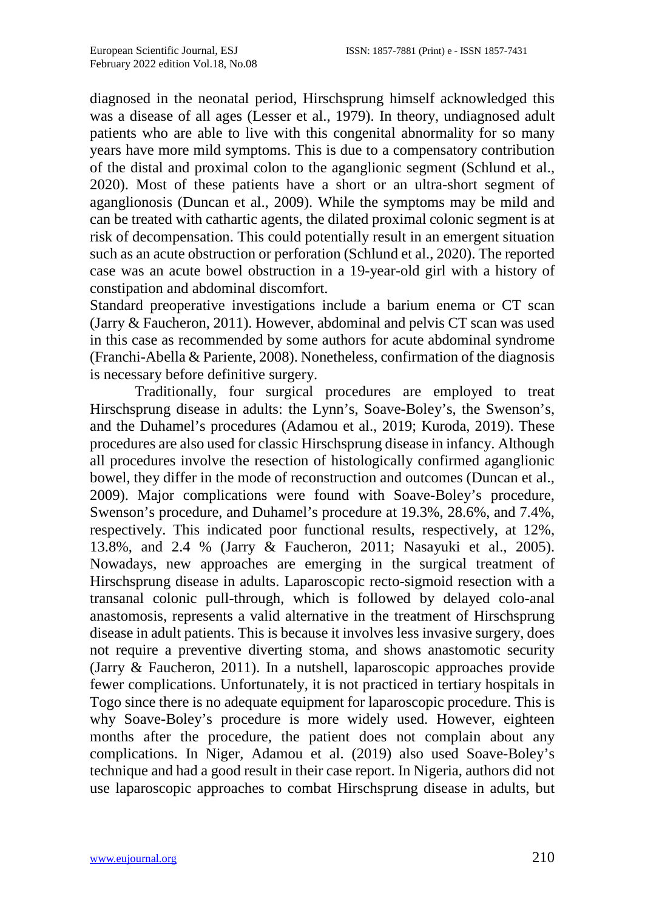diagnosed in the neonatal period, Hirschsprung himself acknowledged this was a disease of all ages (Lesser et al., 1979). In theory, undiagnosed adult patients who are able to live with this congenital abnormality for so many years have more mild symptoms. This is due to a compensatory contribution of the distal and proximal colon to the aganglionic segment (Schlund et al., 2020). Most of these patients have a short or an ultra-short segment of aganglionosis (Duncan et al., 2009). While the symptoms may be mild and can be treated with cathartic agents, the dilated proximal colonic segment is at risk of decompensation. This could potentially result in an emergent situation such as an acute obstruction or perforation (Schlund et al., 2020). The reported case was an acute bowel obstruction in a 19-year-old girl with a history of constipation and abdominal discomfort.

Standard preoperative investigations include a barium enema or CT scan (Jarry & Faucheron, 2011). However, abdominal and pelvis CT scan was used in this case as recommended by some authors for acute abdominal syndrome (Franchi-Abella & Pariente, 2008). Nonetheless, confirmation of the diagnosis is necessary before definitive surgery.

Traditionally, four surgical procedures are employed to treat Hirschsprung disease in adults: the Lynn's, Soave-Boley's, the Swenson's, and the Duhamel's procedures (Adamou et al., 2019; Kuroda, 2019). These procedures are also used for classic Hirschsprung disease in infancy. Although all procedures involve the resection of histologically confirmed aganglionic bowel, they differ in the mode of reconstruction and outcomes (Duncan et al., 2009). Major complications were found with Soave-Boley's procedure, Swenson's procedure, and Duhamel's procedure at 19.3%, 28.6%, and 7.4%, respectively. This indicated poor functional results, respectively, at 12%, 13.8%, and 2.4 % (Jarry & Faucheron, 2011; Nasayuki et al., 2005). Nowadays, new approaches are emerging in the surgical treatment of Hirschsprung disease in adults. Laparoscopic recto-sigmoid resection with a transanal colonic pull-through, which is followed by delayed colo-anal anastomosis, represents a valid alternative in the treatment of Hirschsprung disease in adult patients. This is because it involves less invasive surgery, does not require a preventive diverting stoma, and shows anastomotic security (Jarry & Faucheron, 2011). In a nutshell, laparoscopic approaches provide fewer complications. Unfortunately, it is not practiced in tertiary hospitals in Togo since there is no adequate equipment for laparoscopic procedure. This is why Soave-Boley's procedure is more widely used. However, eighteen months after the procedure, the patient does not complain about any complications. In Niger, Adamou et al. (2019) also used Soave-Boley's technique and had a good result in their case report. In Nigeria, authors did not use laparoscopic approaches to combat Hirschsprung disease in adults, but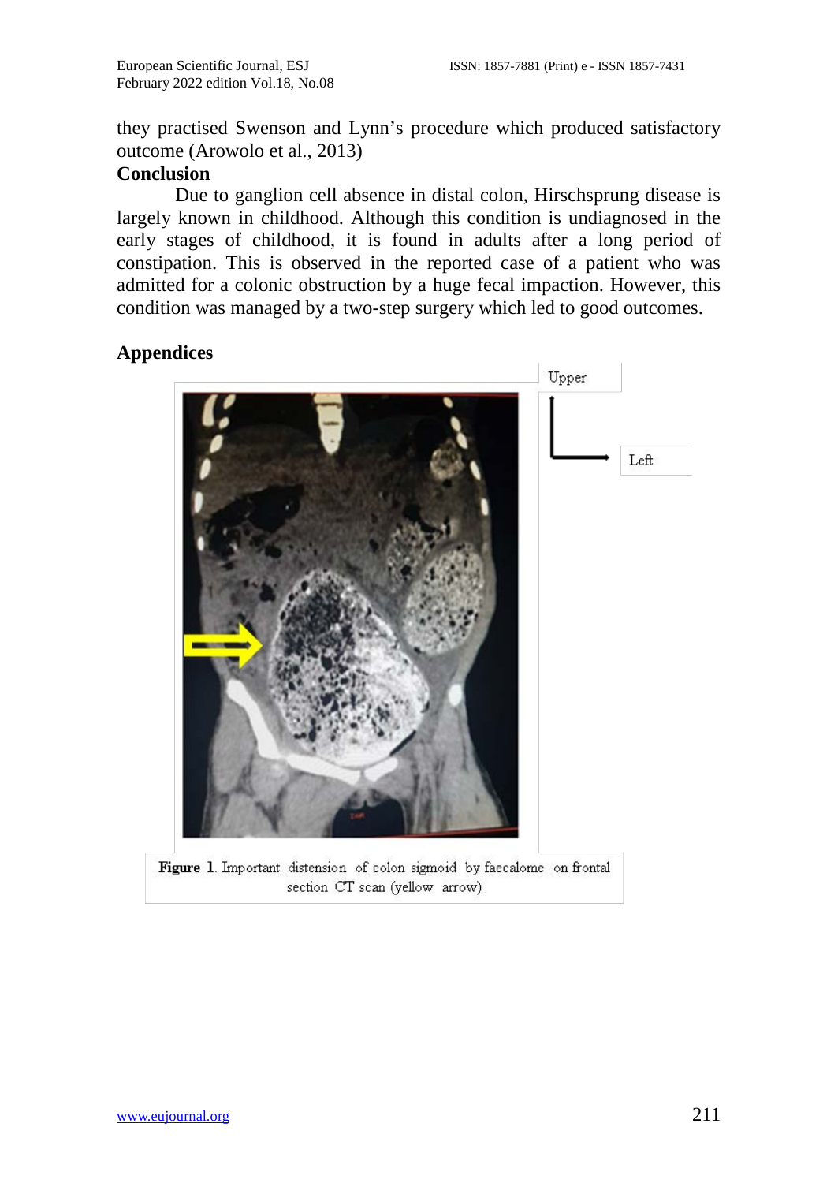they practised Swenson and Lynn's procedure which produced satisfactory outcome (Arowolo et al., 2013)

## Conclusion

Due to ganglion cell absence in distal colon, Hirschsprung disease is largely known in childhood. Although this condition is undiagnosed in the early stages of childhood, it is found in adults after a long period of constipation. This is observed in the reported case of a patient who was admitted for a colonic obstruction by a huge fecal impaction. However, this condition was managed by a two-step surgery which led to good outcomes.

## Appendices

**Figure 1**. Important distension of colon sigmoid by faecalome on frontal section CT scan (yellow arrow)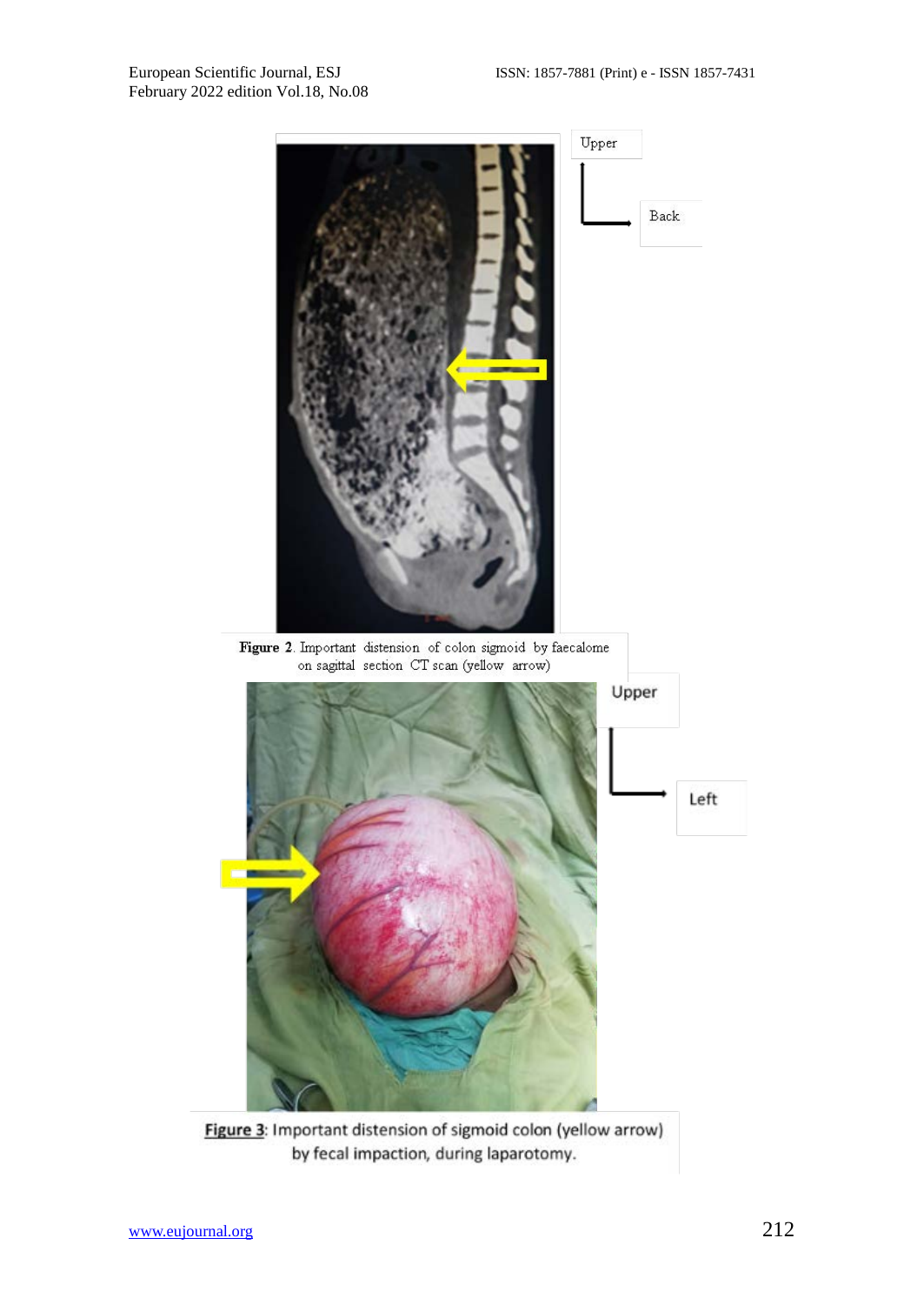**Figure 2**. Important distension of colon sigmoid by faecalome on sagittal section CT scan (yellow arrow)

**Figure 3**: Important distension of sigmoid colon (yellow arrow) by fecal impaction, during laparotomy.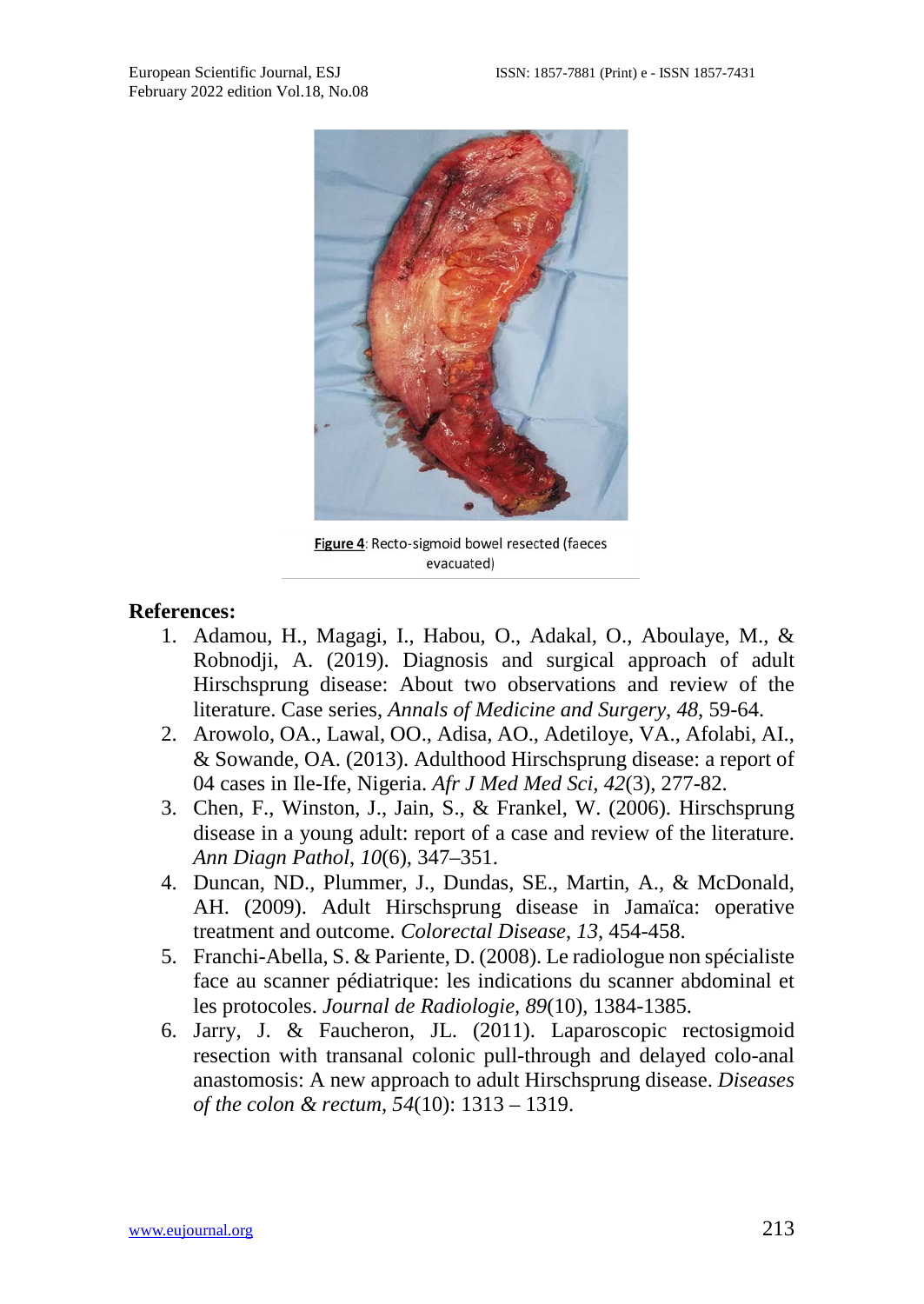**Figure 4**: Recto-sigmoid bowel resected (faeces evacuated)

## References:

1. Adamou, H., Magagi, I., Habou, O., Adakal, O., Aboulaye, M., & Robnodji, A. (2019). Diagnosis and surgical approach of adult Hirschsprung disease: About two observations and review of the literature. Case series, *Annals of Medicine and Surgery*, *48*, 59-64.
2. Arowolo, OA., Lawal, OO., Adisa, AO., Adetiloye, VA., Afolabi, AI., & Sowande, OA. (2013). Adulthood Hirschsprung disease: a report of 04 cases in Ile-Ife, Nigeria. *Afr J Med Med Sci*, *42*(3), 277-82.
3. Chen, F., Winston, J., Jain, S., & Frankel, W. (2006). Hirschsprung disease in a young adult: report of a case and review of the literature. *Ann Diagn Pathol*, *10*(6), 347–351.
4. Duncan, ND., Plummer, J., Dundas, SE., Martin, A., & McDonald, AH. (2009). Adult Hirschsprung disease in Jamaïca: operative treatment and outcome. *Colorectal Disease*, *13*, 454-458.
5. Franchi-Abella, S. & Pariente, D. (2008). Le radiologue non spécialiste face au scanner pédiatrique: les indications du scanner abdominal et les protocoles. *Journal de Radiologie*, *89*(10), 1384-1385.
6. Jarry, J. & Faucheron, JL. (2011). Laparoscopic rectosigmoid resection with transanal colonic pull-through and delayed colo-anal anastomosis: A new approach to adult Hirschsprung disease. *Diseases of the colon & rectum*, *54*(10): 1313 – 1319.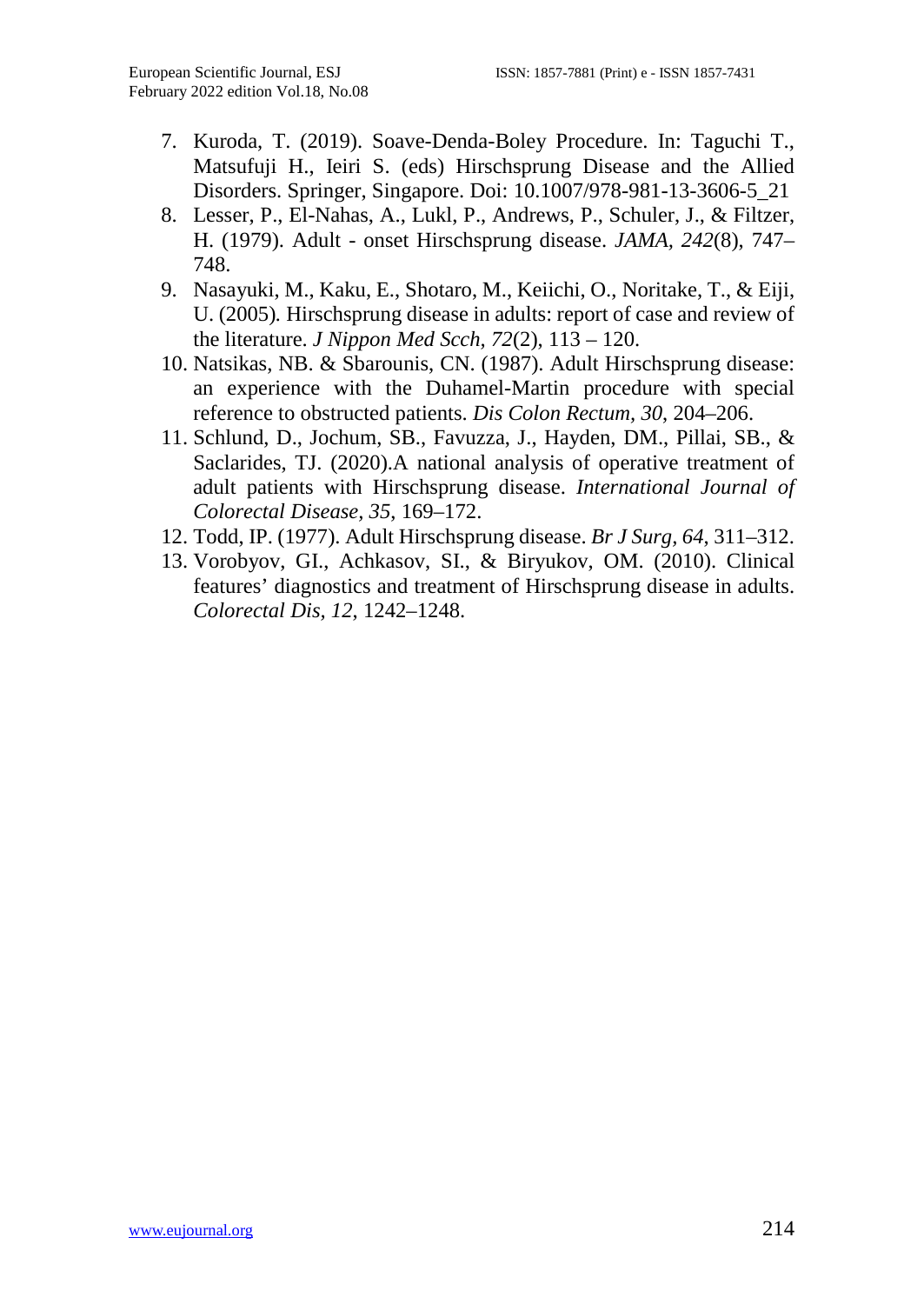7. Kuroda, T. (2019). Soave-Denda-Boley Procedure. In: Taguchi T., Matsufuji H., Ieiri S. (eds) Hirschsprung Disease and the Allied Disorders. Springer, Singapore. Doi: 10.1007/978-981-13-3606-5_21
8. Lesser, P., El-Nahas, A., Lukl, P., Andrews, P., Schuler, J., & Filtzer, H. (1979). Adult - onset Hirschsprung disease. *JAMA, 242*(8), 747–748.
9. Nasayuki, M., Kaku, E., Shotaro, M., Keiichi, O., Noritake, T., & Eiji, U. (2005)*.* Hirschsprung disease in adults: report of case and review of the literature. *J Nippon Med Scch, 72*(2), 113 – 120.
10. Natsikas, NB. & Sbarounis, CN. (1987). Adult Hirschsprung disease: an experience with the Duhamel-Martin procedure with special reference to obstructed patients. *Dis Colon Rectum, 30*, 204–206.
11. Schlund, D., Jochum, SB., Favuzza, J., Hayden, DM., Pillai, SB., & Saclarides, TJ. (2020).A national analysis of operative treatment of adult patients with Hirschsprung disease. *International Journal of Colorectal Disease, 35*, 169–172.
12. Todd, IP. (1977). Adult Hirschsprung disease. *Br J Surg, 64*, 311–312.
13. Vorobyov, GI., Achkasov, SI., & Biryukov, OM. (2010). Clinical features' diagnostics and treatment of Hirschsprung disease in adults. *Colorectal Dis, 12*, 1242–1248.